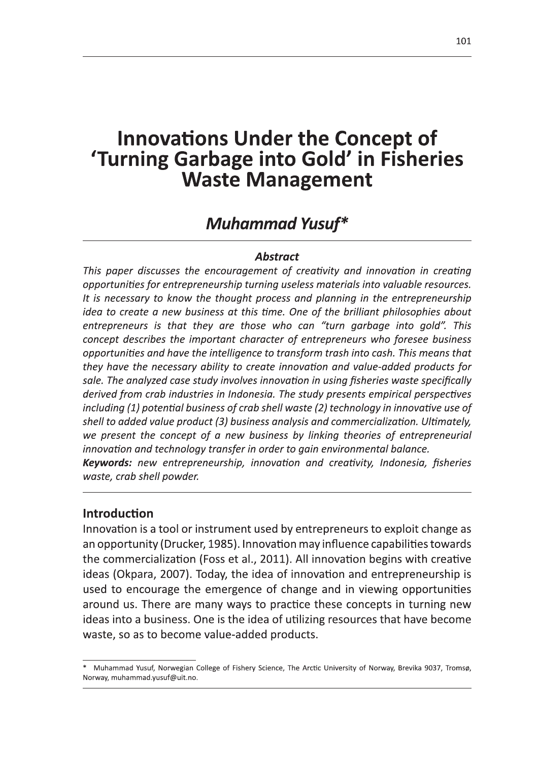# Innovations Under the Concept of 'Turning Garbage into Gold' in Fisheries Waste Management

## *Muhammad Yusuf**

### *Abstract*

*This paper discusses the encouragement of creativity and innovation in creating opportunities for entrepreneurship turning useless materials into valuable resources. It is necessary to know the thought process and planning in the entrepreneurship idea to create a new business at this time. One of the brilliant philosophies about entrepreneurs is that they are those who can "turn garbage into gold". This concept describes the important character of entrepreneurs who foresee business opportunities and have the intelligence to transform trash into cash. This means that they have the necessary ability to create innovation and value-added products for sale. The analyzed case study involves innovation in using fisheries waste specifically derived from crab industries in Indonesia. The study presents empirical perspectives including (1) potential business of crab shell waste (2) technology in innovative use of shell to added value product (3) business analysis and commercialization. Ultimately, we present the concept of a new business by linking theories of entrepreneurial innovation and technology transfer in order to gain environmental balance.*

***Keywords:*** *new entrepreneurship, innovation and creativity, Indonesia, fisheries waste, crab shell powder.*

## Introduction

Innovation is a tool or instrument used by entrepreneurs to exploit change as an opportunity (Drucker, 1985). Innovation may influence capabilities towards the commercialization (Foss et al., 2011). All innovation begins with creative ideas (Okpara, 2007). Today, the idea of innovation and entrepreneurship is used to encourage the emergence of change and in viewing opportunities around us. There are many ways to practice these concepts in turning new ideas into a business. One is the idea of utilizing resources that have become waste, so as to become value-added products.

---

\* Muhammad Yusuf, Norwegian College of Fishery Science, The Arctic University of Norway, Brevika 9037, Tromsø, Norway, muhammad.yusuf@uit.no.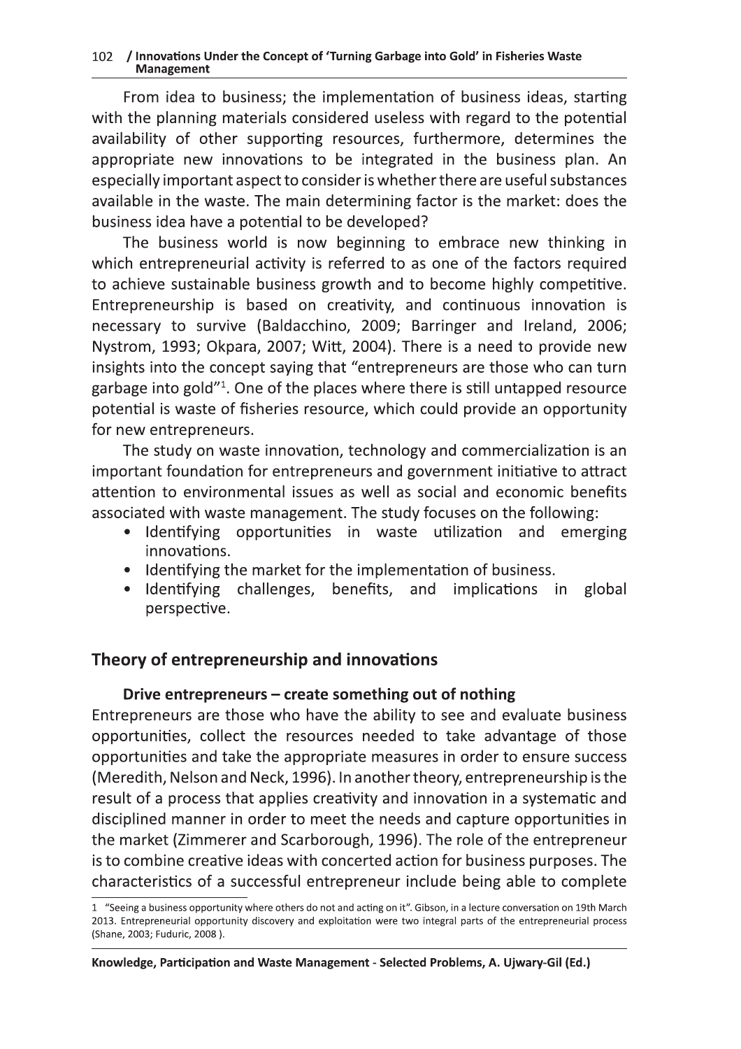From idea to business; the implementation of business ideas, starting with the planning materials considered useless with regard to the potential availability of other supporting resources, furthermore, determines the appropriate new innovations to be integrated in the business plan. An especially important aspect to consider is whether there are useful substances available in the waste. The main determining factor is the market: does the business idea have a potential to be developed?

The business world is now beginning to embrace new thinking in which entrepreneurial activity is referred to as one of the factors required to achieve sustainable business growth and to become highly competitive. Entrepreneurship is based on creativity, and continuous innovation is necessary to survive (Baldacchino, 2009; Barringer and Ireland, 2006; Nystrom, 1993; Okpara, 2007; Witt, 2004). There is a need to provide new insights into the concept saying that "entrepreneurs are those who can turn garbage into gold"[1]. One of the places where there is still untapped resource potential is waste of fisheries resource, which could provide an opportunity for new entrepreneurs.

The study on waste innovation, technology and commercialization is an important foundation for entrepreneurs and government initiative to attract attention to environmental issues as well as social and economic benefits associated with waste management. The study focuses on the following:

- Identifying opportunities in waste utilization and emerging innovations.
- Identifying the market for the implementation of business.
- Identifying challenges, benefits, and implications in global perspective.

## Theory of entrepreneurship and innovations

### Drive entrepreneurs – create something out of nothing

Entrepreneurs are those who have the ability to see and evaluate business opportunities, collect the resources needed to take advantage of those opportunities and take the appropriate measures in order to ensure success (Meredith, Nelson and Neck, 1996). In another theory, entrepreneurship is the result of a process that applies creativity and innovation in a systematic and disciplined manner in order to meet the needs and capture opportunities in the market (Zimmerer and Scarborough, 1996). The role of the entrepreneur is to combine creative ideas with concerted action for business purposes. The characteristics of a successful entrepreneur include being able to complete

[1] "Seeing a business opportunity where others do not and acting on it". Gibson, in a lecture conversation on 19th March 2013. Entrepreneurial opportunity discovery and exploitation were two integral parts of the entrepreneurial process (Shane, 2003; Fuduric, 2008 ).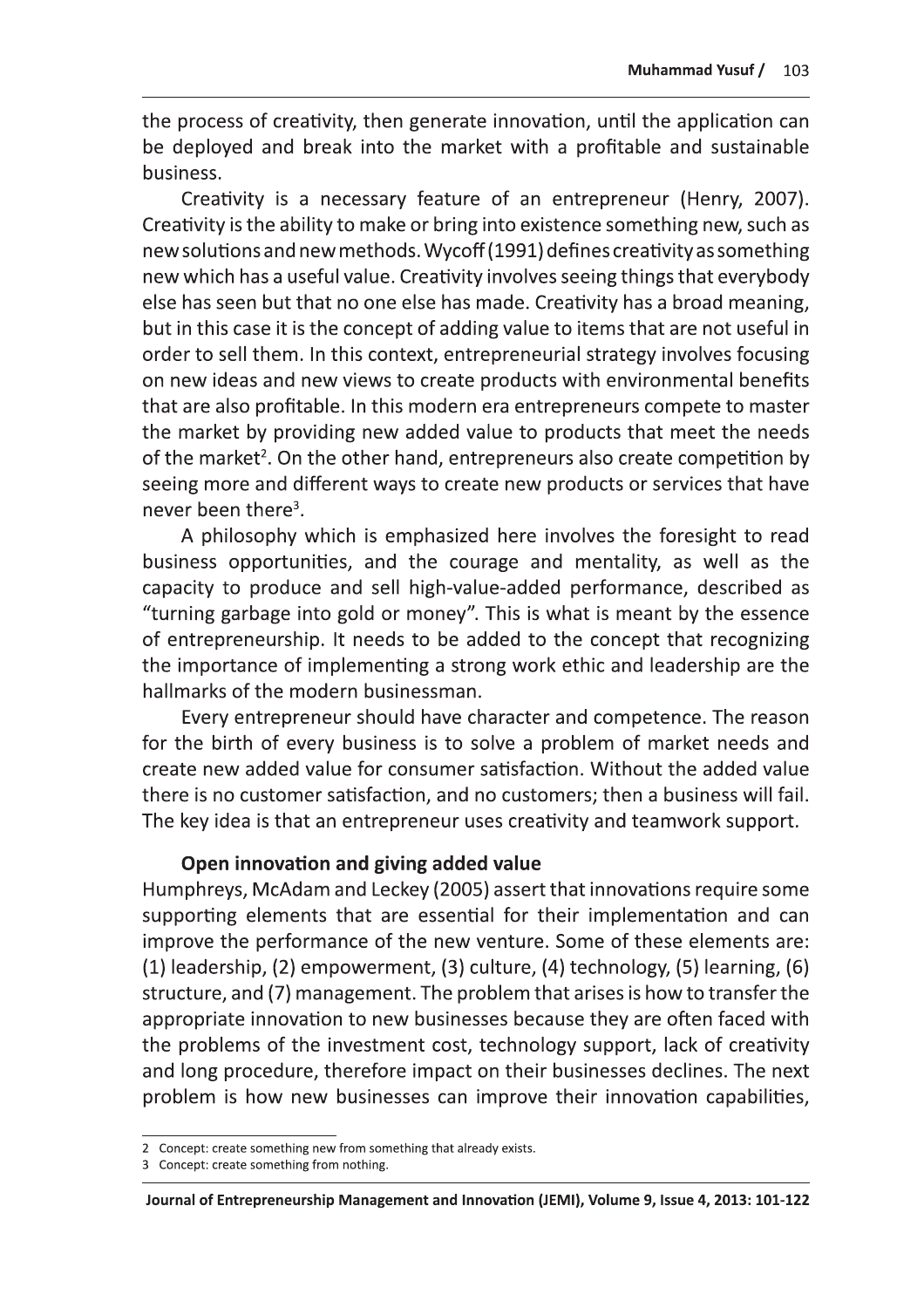the process of creativity, then generate innovation, until the application can be deployed and break into the market with a profitable and sustainable business.

Creativity is a necessary feature of an entrepreneur (Henry, 2007). Creativity is the ability to make or bring into existence something new, such as new solutions and new methods. Wycoff (1991) defines creativity as something new which has a useful value. Creativity involves seeing things that everybody else has seen but that no one else has made. Creativity has a broad meaning, but in this case it is the concept of adding value to items that are not useful in order to sell them. In this context, entrepreneurial strategy involves focusing on new ideas and new views to create products with environmental benefits that are also profitable. In this modern era entrepreneurs compete to master the market by providing new added value to products that meet the needs of the market[2]. On the other hand, entrepreneurs also create competition by seeing more and different ways to create new products or services that have never been there[3].

A philosophy which is emphasized here involves the foresight to read business opportunities, and the courage and mentality, as well as the capacity to produce and sell high-value-added performance, described as "turning garbage into gold or money". This is what is meant by the essence of entrepreneurship. It needs to be added to the concept that recognizing the importance of implementing a strong work ethic and leadership are the hallmarks of the modern businessman.

Every entrepreneur should have character and competence. The reason for the birth of every business is to solve a problem of market needs and create new added value for consumer satisfaction. Without the added value there is no customer satisfaction, and no customers; then a business will fail. The key idea is that an entrepreneur uses creativity and teamwork support.

### Open innovation and giving added value

Humphreys, McAdam and Leckey (2005) assert that innovations require some supporting elements that are essential for their implementation and can improve the performance of the new venture. Some of these elements are: (1) leadership, (2) empowerment, (3) culture, (4) technology, (5) learning, (6) structure, and (7) management. The problem that arises is how to transfer the appropriate innovation to new businesses because they are often faced with the problems of the investment cost, technology support, lack of creativity and long procedure, therefore impact on their businesses declines. The next problem is how new businesses can improve their innovation capabilities,

---

2 Concept: create something new from something that already exists.

3 Concept: create something from nothing.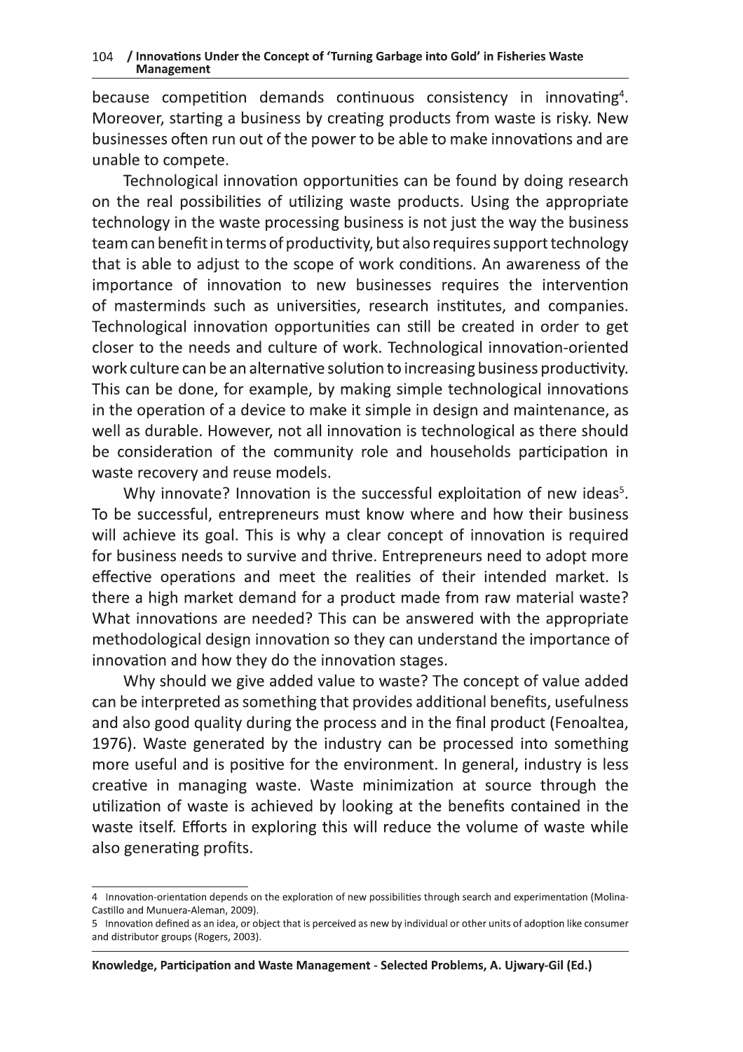because competition demands continuous consistency in innovating[4]. Moreover, starting a business by creating products from waste is risky. New businesses often run out of the power to be able to make innovations and are unable to compete.

Technological innovation opportunities can be found by doing research on the real possibilities of utilizing waste products. Using the appropriate technology in the waste processing business is not just the way the business team can benefit in terms of productivity, but also requires support technology that is able to adjust to the scope of work conditions. An awareness of the importance of innovation to new businesses requires the intervention of masterminds such as universities, research institutes, and companies. Technological innovation opportunities can still be created in order to get closer to the needs and culture of work. Technological innovation-oriented work culture can be an alternative solution to increasing business productivity. This can be done, for example, by making simple technological innovations in the operation of a device to make it simple in design and maintenance, as well as durable. However, not all innovation is technological as there should be consideration of the community role and households participation in waste recovery and reuse models.

Why innovate? Innovation is the successful exploitation of new ideas[5]. To be successful, entrepreneurs must know where and how their business will achieve its goal. This is why a clear concept of innovation is required for business needs to survive and thrive. Entrepreneurs need to adopt more effective operations and meet the realities of their intended market. Is there a high market demand for a product made from raw material waste? What innovations are needed? This can be answered with the appropriate methodological design innovation so they can understand the importance of innovation and how they do the innovation stages.

Why should we give added value to waste? The concept of value added can be interpreted as something that provides additional benefits, usefulness and also good quality during the process and in the final product (Fenoaltea, 1976). Waste generated by the industry can be processed into something more useful and is positive for the environment. In general, industry is less creative in managing waste. Waste minimization at source through the utilization of waste is achieved by looking at the benefits contained in the waste itself. Efforts in exploring this will reduce the volume of waste while also generating profits.

---

4 Innovation-orientation depends on the exploration of new possibilities through search and experimentation (Molina-Castillo and Munuera-Aleman, 2009).

5 Innovation defined as an idea, or object that is perceived as new by individual or other units of adoption like consumer and distributor groups (Rogers, 2003).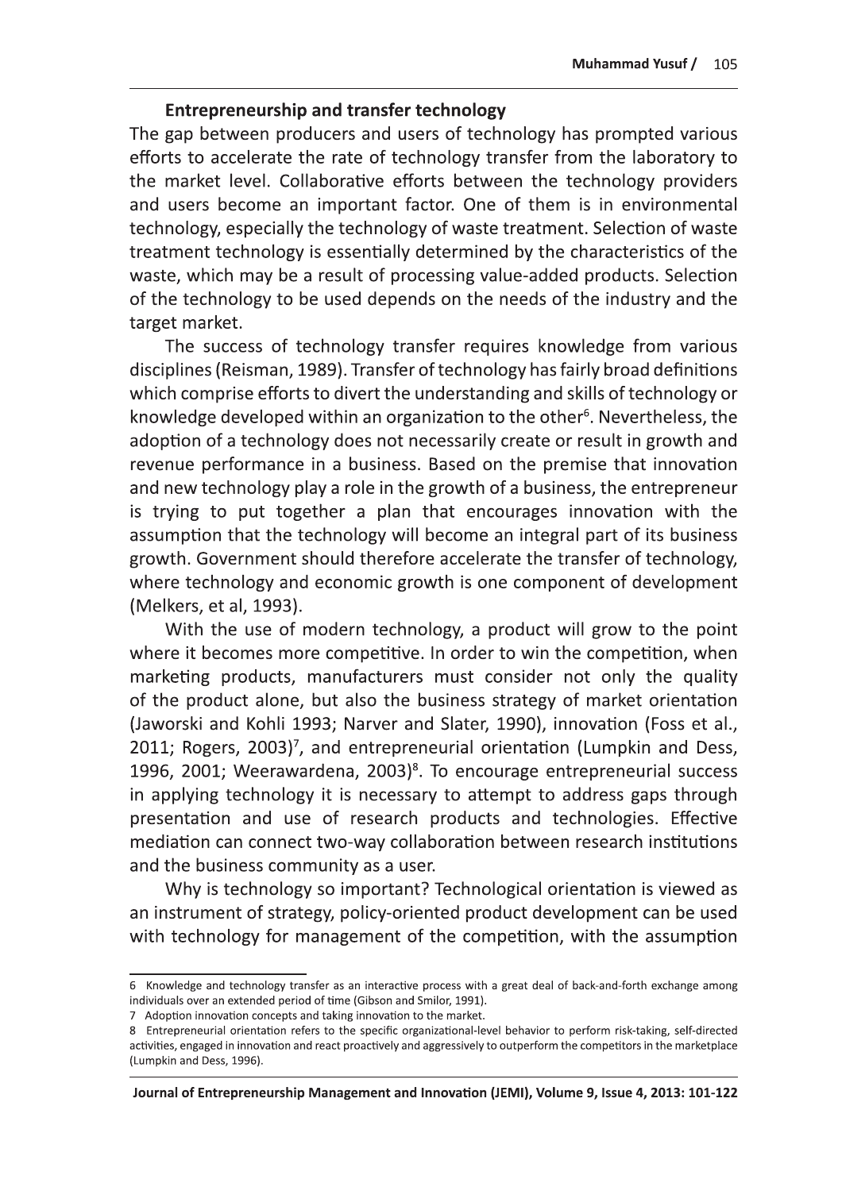### Entrepreneurship and transfer technology

The gap between producers and users of technology has prompted various efforts to accelerate the rate of technology transfer from the laboratory to the market level. Collaborative efforts between the technology providers and users become an important factor. One of them is in environmental technology, especially the technology of waste treatment. Selection of waste treatment technology is essentially determined by the characteristics of the waste, which may be a result of processing value-added products. Selection of the technology to be used depends on the needs of the industry and the target market.

The success of technology transfer requires knowledge from various disciplines (Reisman, 1989). Transfer of technology has fairly broad definitions which comprise efforts to divert the understanding and skills of technology or knowledge developed within an organization to the other[6]. Nevertheless, the adoption of a technology does not necessarily create or result in growth and revenue performance in a business. Based on the premise that innovation and new technology play a role in the growth of a business, the entrepreneur is trying to put together a plan that encourages innovation with the assumption that the technology will become an integral part of its business growth. Government should therefore accelerate the transfer of technology, where technology and economic growth is one component of development (Melkers, et al, 1993).

With the use of modern technology, a product will grow to the point where it becomes more competitive. In order to win the competition, when marketing products, manufacturers must consider not only the quality of the product alone, but also the business strategy of market orientation (Jaworski and Kohli 1993; Narver and Slater, 1990), innovation (Foss et al., 2011; Rogers, 2003)[7], and entrepreneurial orientation (Lumpkin and Dess, 1996, 2001; Weerawardena, 2003)[8]. To encourage entrepreneurial success in applying technology it is necessary to attempt to address gaps through presentation and use of research products and technologies. Effective mediation can connect two-way collaboration between research institutions and the business community as a user.

Why is technology so important? Technological orientation is viewed as an instrument of strategy, policy-oriented product development can be used with technology for management of the competition, with the assumption

---

6 Knowledge and technology transfer as an interactive process with a great deal of back-and-forth exchange among individuals over an extended period of time (Gibson and Smilor, 1991).

7 Adoption innovation concepts and taking innovation to the market.

8 Entrepreneurial orientation refers to the specific organizational-level behavior to perform risk-taking, self-directed activities, engaged in innovation and react proactively and aggressively to outperform the competitors in the marketplace (Lumpkin and Dess, 1996).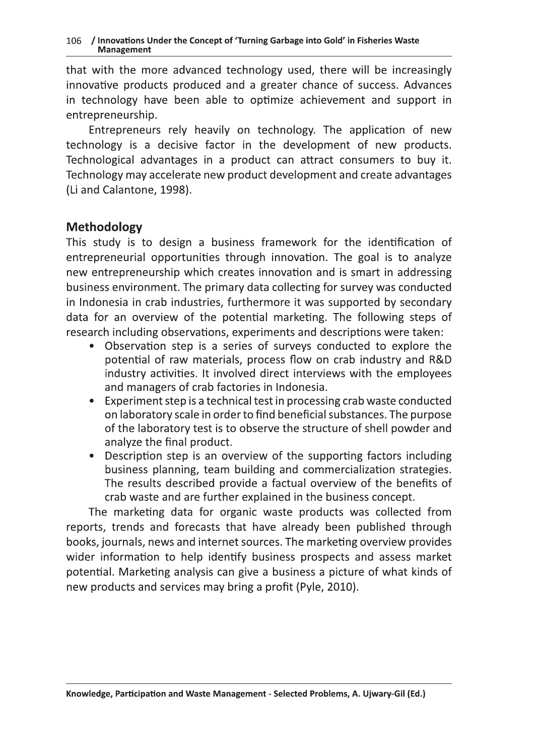that with the more advanced technology used, there will be increasingly innovative products produced and a greater chance of success. Advances in technology have been able to optimize achievement and support in entrepreneurship.

Entrepreneurs rely heavily on technology. The application of new technology is a decisive factor in the development of new products. Technological advantages in a product can attract consumers to buy it. Technology may accelerate new product development and create advantages (Li and Calantone, 1998).

## Methodology

This study is to design a business framework for the identification of entrepreneurial opportunities through innovation. The goal is to analyze new entrepreneurship which creates innovation and is smart in addressing business environment. The primary data collecting for survey was conducted in Indonesia in crab industries, furthermore it was supported by secondary data for an overview of the potential marketing. The following steps of research including observations, experiments and descriptions were taken:

- Observation step is a series of surveys conducted to explore the potential of raw materials, process flow on crab industry and R&D industry activities. It involved direct interviews with the employees and managers of crab factories in Indonesia.
- Experiment step is a technical test in processing crab waste conducted on laboratory scale in order to find beneficial substances. The purpose of the laboratory test is to observe the structure of shell powder and analyze the final product.
- Description step is an overview of the supporting factors including business planning, team building and commercialization strategies. The results described provide a factual overview of the benefits of crab waste and are further explained in the business concept.

The marketing data for organic waste products was collected from reports, trends and forecasts that have already been published through books, journals, news and internet sources. The marketing overview provides wider information to help identify business prospects and assess market potential. Marketing analysis can give a business a picture of what kinds of new products and services may bring a profit (Pyle, 2010).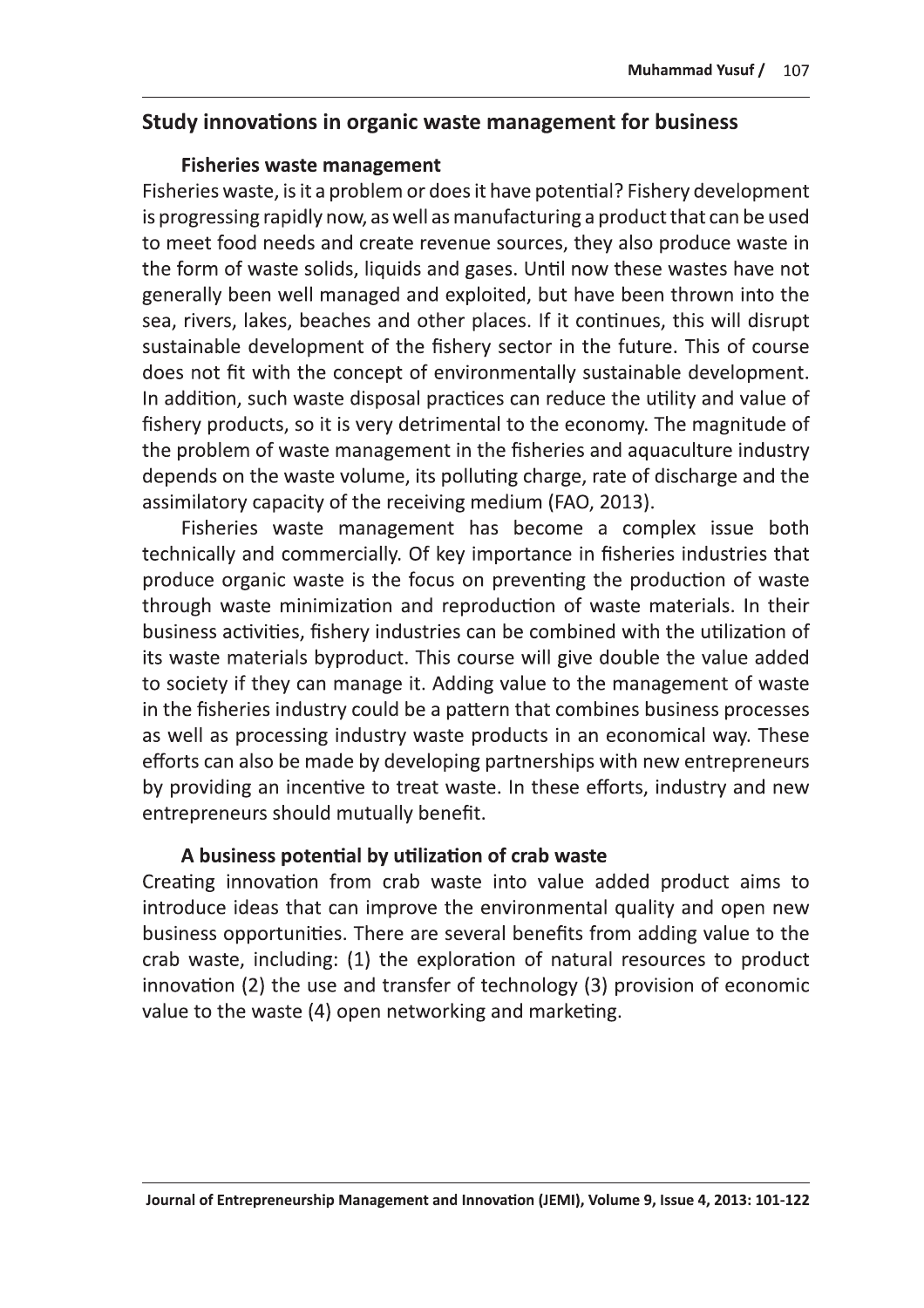## Study innovations in organic waste management for business

### Fisheries waste management

Fisheries waste, is it a problem or does it have potential? Fishery development is progressing rapidly now, as well as manufacturing a product that can be used to meet food needs and create revenue sources, they also produce waste in the form of waste solids, liquids and gases. Until now these wastes have not generally been well managed and exploited, but have been thrown into the sea, rivers, lakes, beaches and other places. If it continues, this will disrupt sustainable development of the fishery sector in the future. This of course does not fit with the concept of environmentally sustainable development. In addition, such waste disposal practices can reduce the utility and value of fishery products, so it is very detrimental to the economy. The magnitude of the problem of waste management in the fisheries and aquaculture industry depends on the waste volume, its polluting charge, rate of discharge and the assimilatory capacity of the receiving medium (FAO, 2013).

Fisheries waste management has become a complex issue both technically and commercially. Of key importance in fisheries industries that produce organic waste is the focus on preventing the production of waste through waste minimization and reproduction of waste materials. In their business activities, fishery industries can be combined with the utilization of its waste materials byproduct. This course will give double the value added to society if they can manage it. Adding value to the management of waste in the fisheries industry could be a pattern that combines business processes as well as processing industry waste products in an economical way. These efforts can also be made by developing partnerships with new entrepreneurs by providing an incentive to treat waste. In these efforts, industry and new entrepreneurs should mutually benefit.

### A business potential by utilization of crab waste

Creating innovation from crab waste into value added product aims to introduce ideas that can improve the environmental quality and open new business opportunities. There are several benefits from adding value to the crab waste, including: (1) the exploration of natural resources to product innovation (2) the use and transfer of technology (3) provision of economic value to the waste (4) open networking and marketing.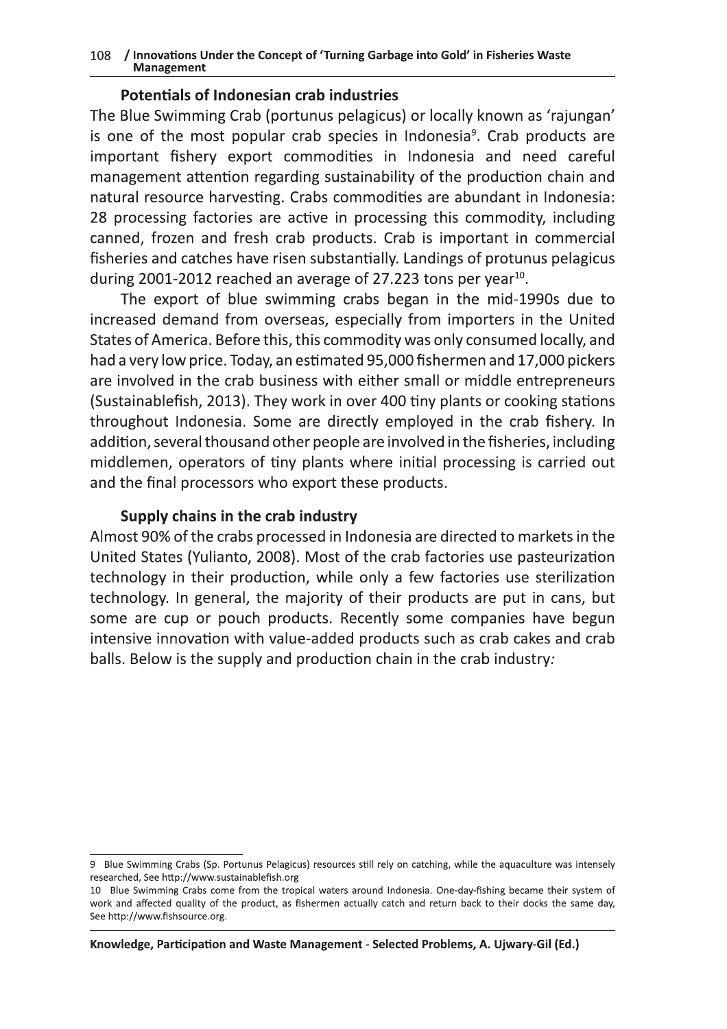### Potentials of Indonesian crab industries

The Blue Swimming Crab (portunus pelagicus) or locally known as 'rajungan' is one of the most popular crab species in Indonesia[9]. Crab products are important fishery export commodities in Indonesia and need careful management attention regarding sustainability of the production chain and natural resource harvesting. Crabs commodities are abundant in Indonesia: 28 processing factories are active in processing this commodity, including canned, frozen and fresh crab products. Crab is important in commercial fisheries and catches have risen substantially. Landings of protunus pelagicus during 2001-2012 reached an average of 27.223 tons per year[10].

The export of blue swimming crabs began in the mid-1990s due to increased demand from overseas, especially from importers in the United States of America. Before this, this commodity was only consumed locally, and had a very low price. Today, an estimated 95,000 fishermen and 17,000 pickers are involved in the crab business with either small or middle entrepreneurs (Sustainablefish, 2013). They work in over 400 tiny plants or cooking stations throughout Indonesia. Some are directly employed in the crab fishery. In addition, several thousand other people are involved in the fisheries, including middlemen, operators of tiny plants where initial processing is carried out and the final processors who export these products.

### Supply chains in the crab industry

Almost 90% of the crabs processed in Indonesia are directed to markets in the United States (Yulianto, 2008). Most of the crab factories use pasteurization technology in their production, while only a few factories use sterilization technology. In general, the majority of their products are put in cans, but some are cup or pouch products. Recently some companies have begun intensive innovation with value-added products such as crab cakes and crab balls. Below is the supply and production chain in the crab industry*:*

---

9 Blue Swimming Crabs (Sp. Portunus Pelagicus) resources still rely on catching, while the aquaculture was intensely researched, See http://www.sustainablefish.org

10 Blue Swimming Crabs come from the tropical waters around Indonesia. One-day-fishing became their system of work and affected quality of the product, as fishermen actually catch and return back to their docks the same day, See http://www.fishsource.org.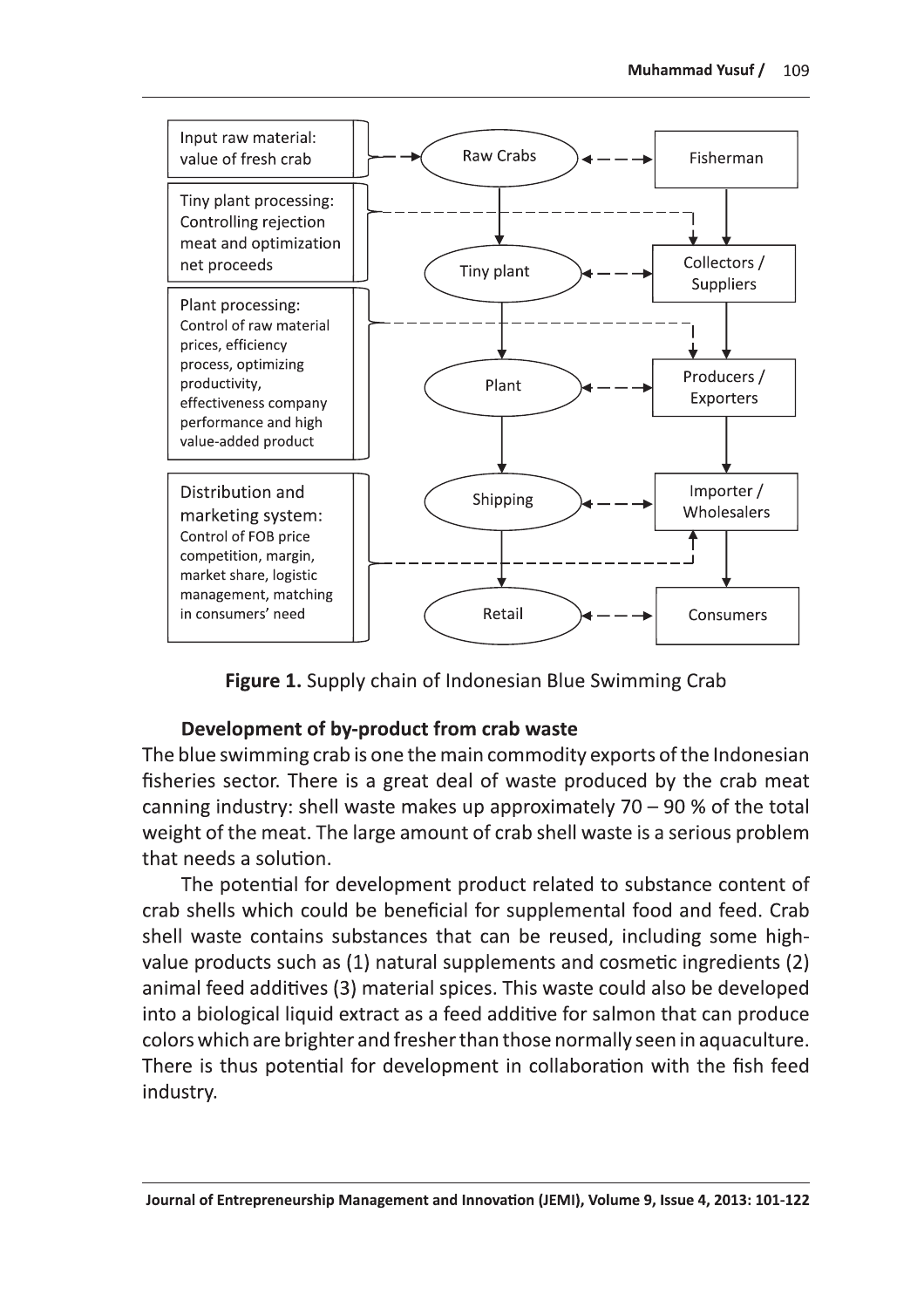Input raw material: value of fresh crab

Tiny plant processing: Controlling rejection meat and optimization net proceeds

Plant processing: Control of raw material prices, efficiency process, optimizing productivity, effectiveness company performance and high value-added product

Distribution and marketing system: Control of FOB price competition, margin, market share, logistic management, matching in consumers' need

Raw Crabs → Tiny plant → Plant → Shipping → Retail

Fisherman → Collectors / Suppliers → Producers / Exporters → Importer / Wholesalers → Consumers

**Figure 1.** Supply chain of Indonesian Blue Swimming Crab

### Development of by-product from crab waste

The blue swimming crab is one the main commodity exports of the Indonesian fisheries sector. There is a great deal of waste produced by the crab meat canning industry: shell waste makes up approximately 70 – 90 % of the total weight of the meat. The large amount of crab shell waste is a serious problem that needs a solution.

The potential for development product related to substance content of crab shells which could be beneficial for supplemental food and feed. Crab shell waste contains substances that can be reused, including some high-value products such as (1) natural supplements and cosmetic ingredients (2) animal feed additives (3) material spices. This waste could also be developed into a biological liquid extract as a feed additive for salmon that can produce colors which are brighter and fresher than those normally seen in aquaculture. There is thus potential for development in collaboration with the fish feed industry.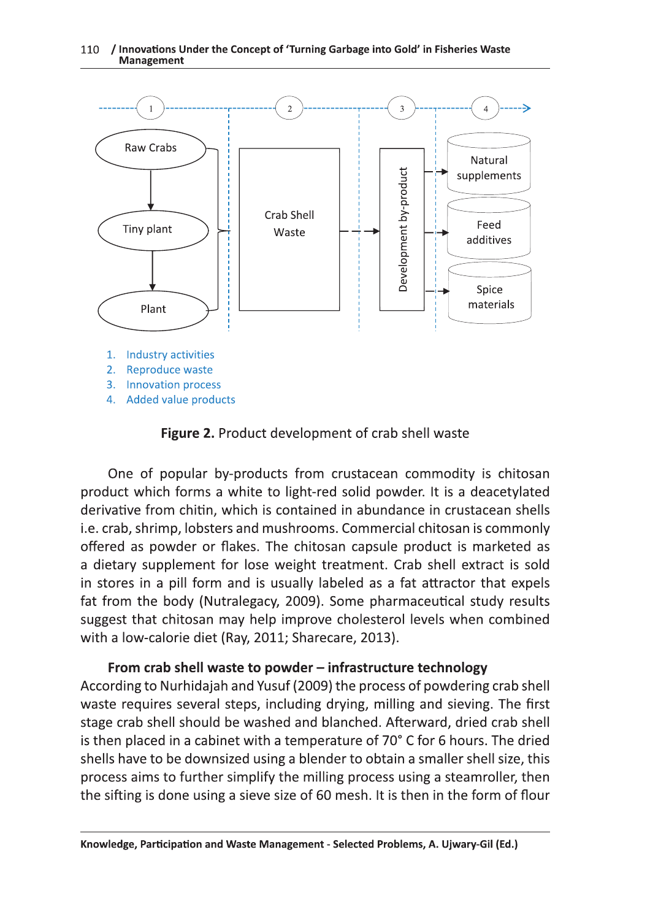1. Industry activities
2. Reproduce waste
3. Innovation process
4. Added value products

**Figure 2.** Product development of crab shell waste

One of popular by-products from crustacean commodity is chitosan product which forms a white to light-red solid powder. It is a deacetylated derivative from chitin, which is contained in abundance in crustacean shells i.e. crab, shrimp, lobsters and mushrooms. Commercial chitosan is commonly offered as powder or flakes. The chitosan capsule product is marketed as a dietary supplement for lose weight treatment. Crab shell extract is sold in stores in a pill form and is usually labeled as a fat attractor that expels fat from the body (Nutralegacy, 2009). Some pharmaceutical study results suggest that chitosan may help improve cholesterol levels when combined with a low-calorie diet (Ray, 2011; Sharecare, 2013).

**From crab shell waste to powder – infrastructure technology**

According to Nurhidajah and Yusuf (2009) the process of powdering crab shell waste requires several steps, including drying, milling and sieving. The first stage crab shell should be washed and blanched. Afterward, dried crab shell is then placed in a cabinet with a temperature of 70° C for 6 hours. The dried shells have to be downsized using a blender to obtain a smaller shell size, this process aims to further simplify the milling process using a steamroller, then the sifting is done using a sieve size of 60 mesh. It is then in the form of flour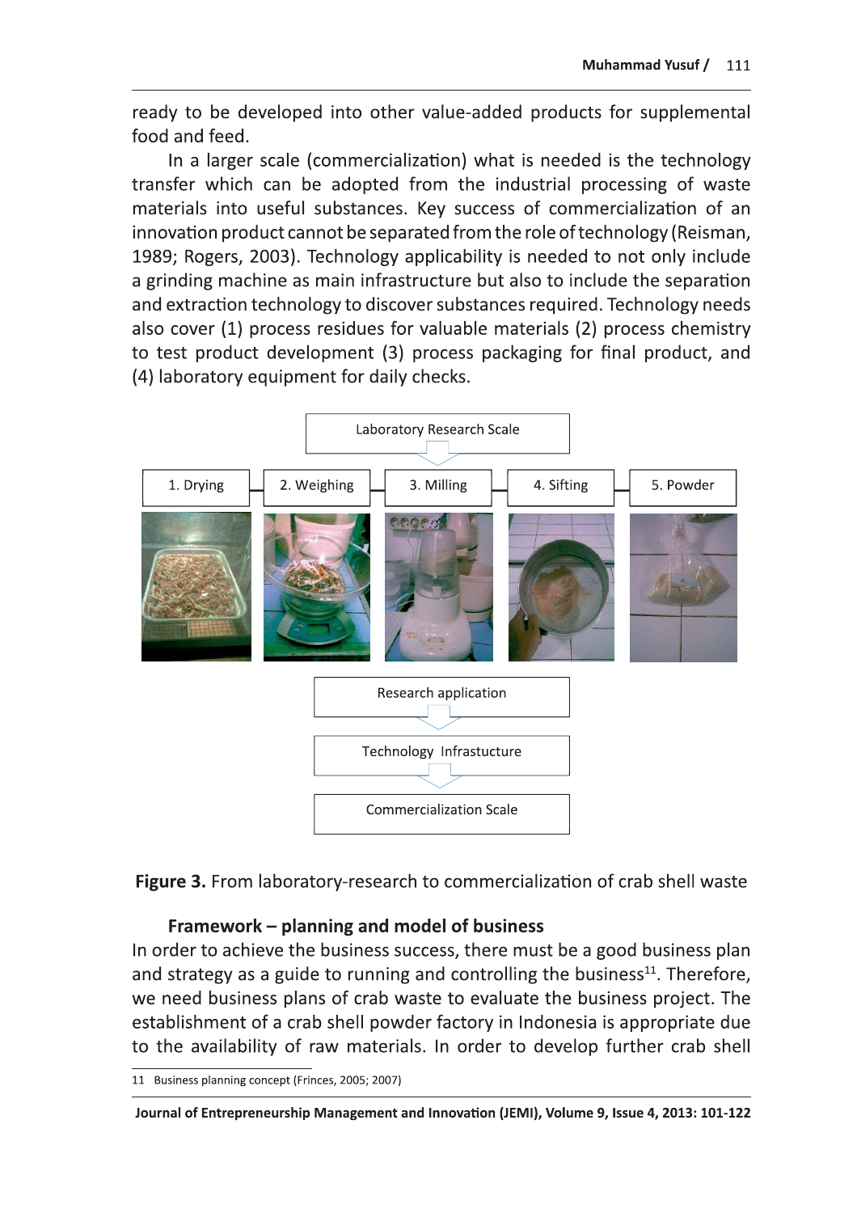ready to be developed into other value-added products for supplemental food and feed.

In a larger scale (commercialization) what is needed is the technology transfer which can be adopted from the industrial processing of waste materials into useful substances. Key success of commercialization of an innovation product cannot be separated from the role of technology (Reisman, 1989; Rogers, 2003). Technology applicability is needed to not only include a grinding machine as main infrastructure but also to include the separation and extraction technology to discover substances required. Technology needs also cover (1) process residues for valuable materials (2) process chemistry to test product development (3) process packaging for final product, and (4) laboratory equipment for daily checks.

Laboratory Research Scale

1. Drying — 2. Weighing — 3. Milling — 4. Sifting — 5. Powder

Research application

Technology Infrastructure

Commercialization Scale

**Figure 3.** From laboratory-research to commercialization of crab shell waste

### Framework – planning and model of business

In order to achieve the business success, there must be a good business plan and strategy as a guide to running and controlling the business[11]. Therefore, we need business plans of crab waste to evaluate the business project. The establishment of a crab shell powder factory in Indonesia is appropriate due to the availability of raw materials. In order to develop further crab shell

11 Business planning concept (Frinces, 2005; 2007)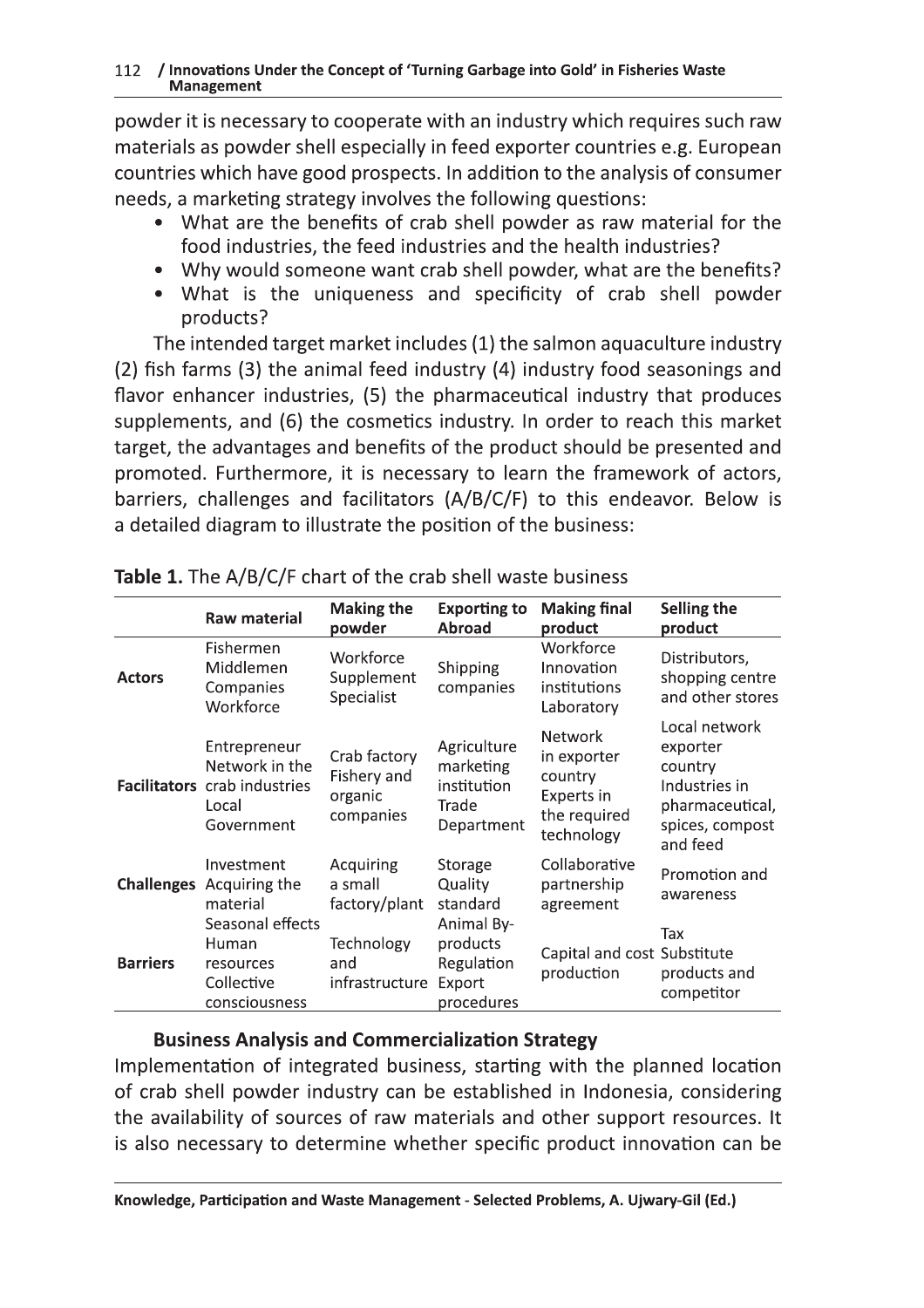powder it is necessary to cooperate with an industry which requires such raw materials as powder shell especially in feed exporter countries e.g. European countries which have good prospects. In addition to the analysis of consumer needs, a marketing strategy involves the following questions:

- What are the benefits of crab shell powder as raw material for the food industries, the feed industries and the health industries?
- Why would someone want crab shell powder, what are the benefits?
- What is the uniqueness and specificity of crab shell powder products?

The intended target market includes (1) the salmon aquaculture industry (2) fish farms (3) the animal feed industry (4) industry food seasonings and flavor enhancer industries, (5) the pharmaceutical industry that produces supplements, and (6) the cosmetics industry. In order to reach this market target, the advantages and benefits of the product should be presented and promoted. Furthermore, it is necessary to learn the framework of actors, barriers, challenges and facilitators (A/B/C/F) to this endeavor. Below is a detailed diagram to illustrate the position of the business:

**Table 1.** The A/B/C/F chart of the crab shell waste business

| | Raw material | Making the powder | Exporting to Abroad | Making final product | Selling the product |
|---|---|---|---|---|---|
| **Actors** | Fishermen Middlemen Companies Workforce | Workforce Supplement Specialist | Shipping companies | Workforce Innovation institutions Laboratory | Distributors, shopping centre and other stores |
| **Facilitators** | Entrepreneur Network in the crab industries Local Government | Crab factory Fishery and organic companies | Agriculture marketing institution Trade Department | Network in exporter country Experts in the required technology | Local network exporter country Industries in pharmaceutical, spices, compost and feed |
| **Challenges** | Investment Acquiring the material | Acquiring a small factory/plant | Storage Quality standard | Collaborative partnership agreement | Promotion and awareness |
| **Barriers** | Seasonal effects Human resources Collective consciousness | Technology and infrastructure | Animal By-products Regulation Export procedures | Capital and cost production | Tax Substitute products and competitor |

**Business Analysis and Commercialization Strategy**

Implementation of integrated business, starting with the planned location of crab shell powder industry can be established in Indonesia, considering the availability of sources of raw materials and other support resources. It is also necessary to determine whether specific product innovation can be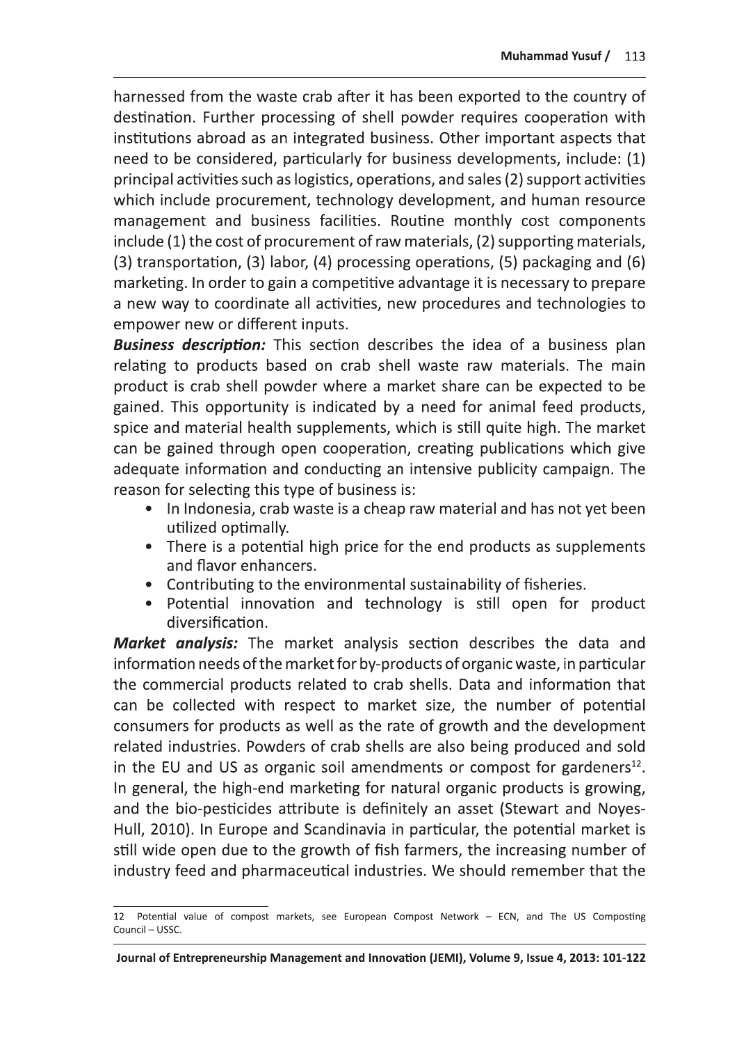harnessed from the waste crab after it has been exported to the country of destination. Further processing of shell powder requires cooperation with institutions abroad as an integrated business. Other important aspects that need to be considered, particularly for business developments, include: (1) principal activities such as logistics, operations, and sales (2) support activities which include procurement, technology development, and human resource management and business facilities. Routine monthly cost components include (1) the cost of procurement of raw materials, (2) supporting materials, (3) transportation, (3) labor, (4) processing operations, (5) packaging and (6) marketing. In order to gain a competitive advantage it is necessary to prepare a new way to coordinate all activities, new procedures and technologies to empower new or different inputs.

***Business description:*** This section describes the idea of a business plan relating to products based on crab shell waste raw materials. The main product is crab shell powder where a market share can be expected to be gained. This opportunity is indicated by a need for animal feed products, spice and material health supplements, which is still quite high. The market can be gained through open cooperation, creating publications which give adequate information and conducting an intensive publicity campaign. The reason for selecting this type of business is:

- In Indonesia, crab waste is a cheap raw material and has not yet been utilized optimally.
- There is a potential high price for the end products as supplements and flavor enhancers.
- Contributing to the environmental sustainability of fisheries.
- Potential innovation and technology is still open for product diversification.

***Market analysis:*** The market analysis section describes the data and information needs of the market for by-products of organic waste, in particular the commercial products related to crab shells. Data and information that can be collected with respect to market size, the number of potential consumers for products as well as the rate of growth and the development related industries. Powders of crab shells are also being produced and sold in the EU and US as organic soil amendments or compost for gardeners[12]. In general, the high-end marketing for natural organic products is growing, and the bio-pesticides attribute is definitely an asset (Stewart and Noyes-Hull, 2010). In Europe and Scandinavia in particular, the potential market is still wide open due to the growth of fish farmers, the increasing number of industry feed and pharmaceutical industries. We should remember that the

12 Potential value of compost markets, see European Compost Network – ECN, and The US Composting Council – USSC.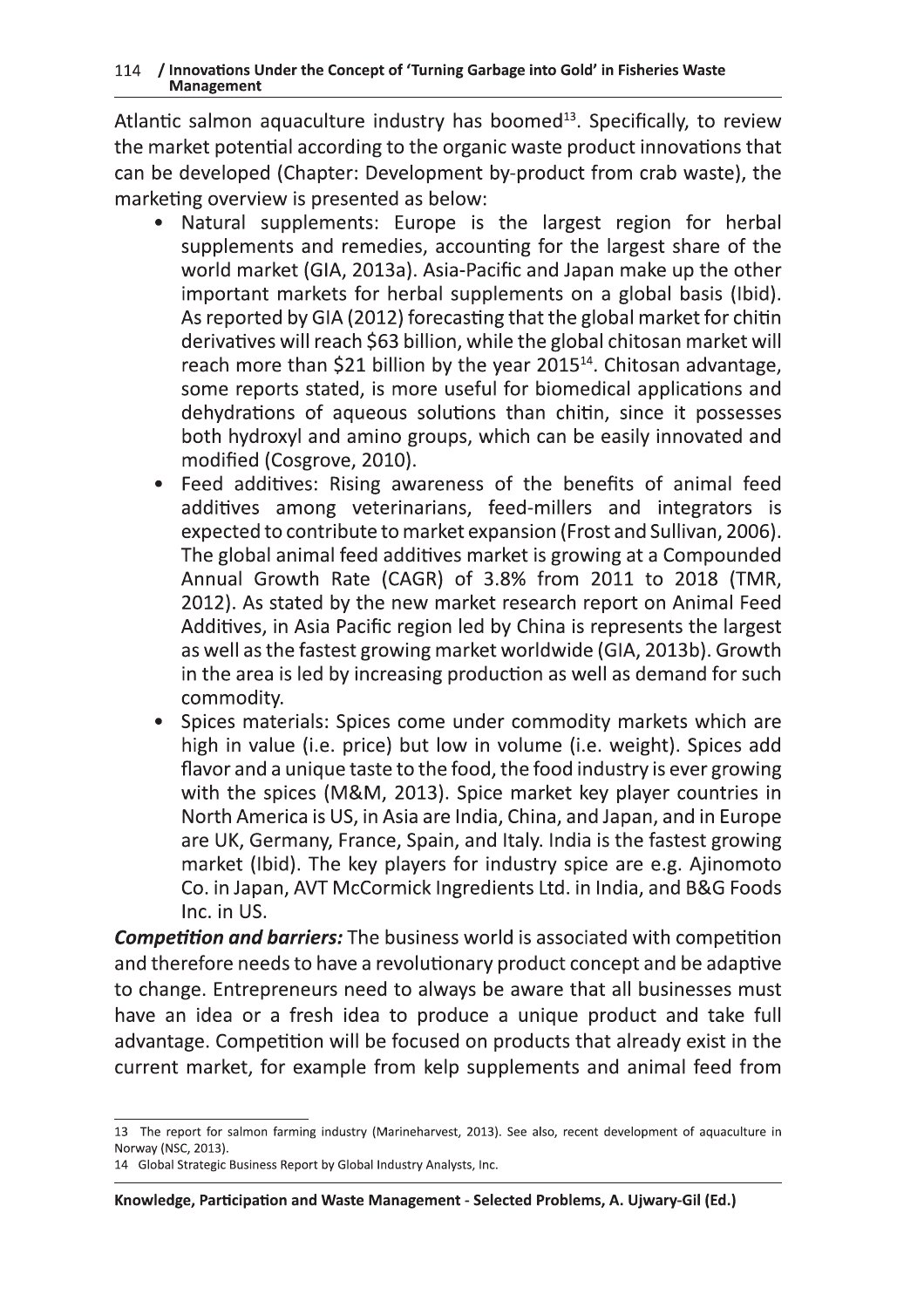Atlantic salmon aquaculture industry has boomed[13]. Specifically, to review the market potential according to the organic waste product innovations that can be developed (Chapter: Development by-product from crab waste), the marketing overview is presented as below:

- Natural supplements: Europe is the largest region for herbal supplements and remedies, accounting for the largest share of the world market (GIA, 2013a). Asia-Pacific and Japan make up the other important markets for herbal supplements on a global basis (Ibid). As reported by GIA (2012) forecasting that the global market for chitin derivatives will reach $63 billion, while the global chitosan market will reach more than $21 billion by the year 2015[14]. Chitosan advantage, some reports stated, is more useful for biomedical applications and dehydrations of aqueous solutions than chitin, since it possesses both hydroxyl and amino groups, which can be easily innovated and modified (Cosgrove, 2010).
- Feed additives: Rising awareness of the benefits of animal feed additives among veterinarians, feed-millers and integrators is expected to contribute to market expansion (Frost and Sullivan, 2006). The global animal feed additives market is growing at a Compounded Annual Growth Rate (CAGR) of 3.8% from 2011 to 2018 (TMR, 2012). As stated by the new market research report on Animal Feed Additives, in Asia Pacific region led by China is represents the largest as well as the fastest growing market worldwide (GIA, 2013b). Growth in the area is led by increasing production as well as demand for such commodity.
- Spices materials: Spices come under commodity markets which are high in value (i.e. price) but low in volume (i.e. weight). Spices add flavor and a unique taste to the food, the food industry is ever growing with the spices (M&M, 2013). Spice market key player countries in North America is US, in Asia are India, China, and Japan, and in Europe are UK, Germany, France, Spain, and Italy. India is the fastest growing market (Ibid). The key players for industry spice are e.g. Ajinomoto Co. in Japan, AVT McCormick Ingredients Ltd. in India, and B&G Foods Inc. in US.

***Competition and barriers:*** The business world is associated with competition and therefore needs to have a revolutionary product concept and be adaptive to change. Entrepreneurs need to always be aware that all businesses must have an idea or a fresh idea to produce a unique product and take full advantage. Competition will be focused on products that already exist in the current market, for example from kelp supplements and animal feed from

---

13 The report for salmon farming industry (Marineharvest, 2013). See also, recent development of aquaculture in Norway (NSC, 2013).

14 Global Strategic Business Report by Global Industry Analysts, Inc.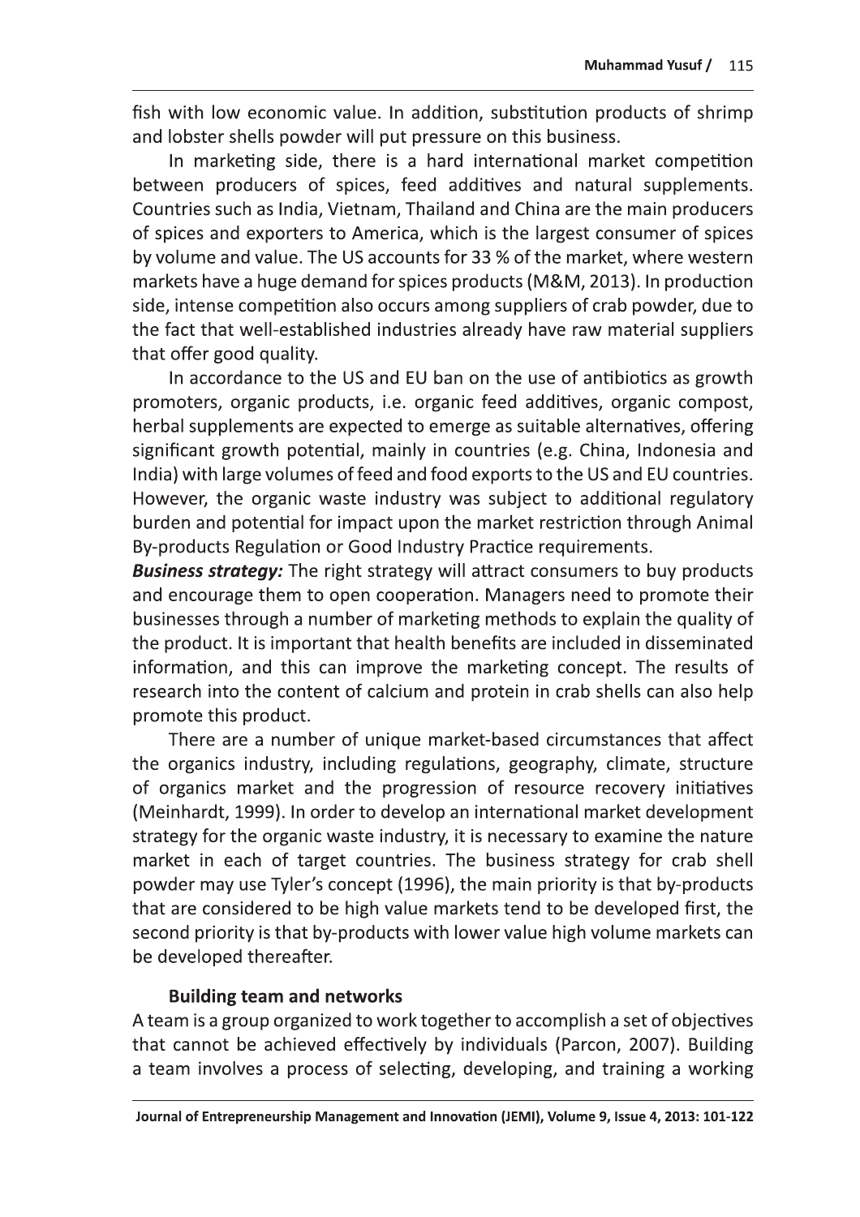fish with low economic value. In addition, substitution products of shrimp and lobster shells powder will put pressure on this business.

In marketing side, there is a hard international market competition between producers of spices, feed additives and natural supplements. Countries such as India, Vietnam, Thailand and China are the main producers of spices and exporters to America, which is the largest consumer of spices by volume and value. The US accounts for 33 % of the market, where western markets have a huge demand for spices products (M&M, 2013). In production side, intense competition also occurs among suppliers of crab powder, due to the fact that well-established industries already have raw material suppliers that offer good quality.

In accordance to the US and EU ban on the use of antibiotics as growth promoters, organic products, i.e. organic feed additives, organic compost, herbal supplements are expected to emerge as suitable alternatives, offering significant growth potential, mainly in countries (e.g. China, Indonesia and India) with large volumes of feed and food exports to the US and EU countries. However, the organic waste industry was subject to additional regulatory burden and potential for impact upon the market restriction through Animal By-products Regulation or Good Industry Practice requirements.

***Business strategy:*** The right strategy will attract consumers to buy products and encourage them to open cooperation. Managers need to promote their businesses through a number of marketing methods to explain the quality of the product. It is important that health benefits are included in disseminated information, and this can improve the marketing concept. The results of research into the content of calcium and protein in crab shells can also help promote this product.

There are a number of unique market-based circumstances that affect the organics industry, including regulations, geography, climate, structure of organics market and the progression of resource recovery initiatives (Meinhardt, 1999). In order to develop an international market development strategy for the organic waste industry, it is necessary to examine the nature market in each of target countries. The business strategy for crab shell powder may use Tyler's concept (1996), the main priority is that by-products that are considered to be high value markets tend to be developed first, the second priority is that by-products with lower value high volume markets can be developed thereafter.

### Building team and networks

A team is a group organized to work together to accomplish a set of objectives that cannot be achieved effectively by individuals (Parcon, 2007). Building a team involves a process of selecting, developing, and training a working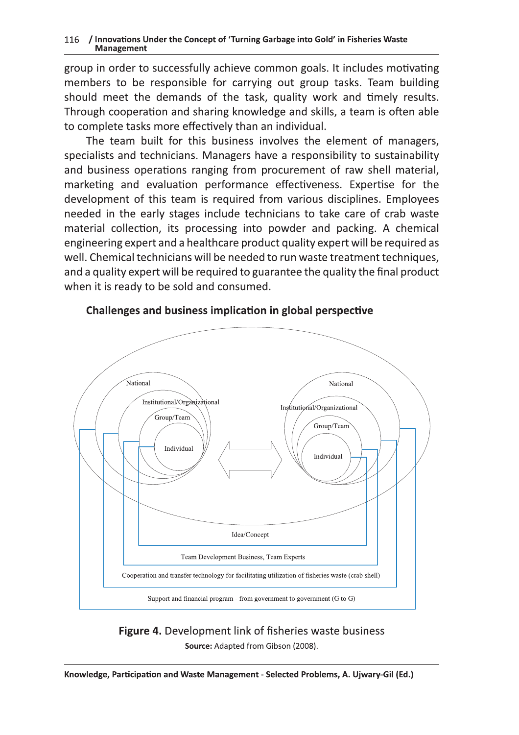group in order to successfully achieve common goals. It includes motivating members to be responsible for carrying out group tasks. Team building should meet the demands of the task, quality work and timely results. Through cooperation and sharing knowledge and skills, a team is often able to complete tasks more effectively than an individual.

The team built for this business involves the element of managers, specialists and technicians. Managers have a responsibility to sustainability and business operations ranging from procurement of raw shell material, marketing and evaluation performance effectiveness. Expertise for the development of this team is required from various disciplines. Employees needed in the early stages include technicians to take care of crab waste material collection, its processing into powder and packing. A chemical engineering expert and a healthcare product quality expert will be required as well. Chemical technicians will be needed to run waste treatment techniques, and a quality expert will be required to guarantee the quality the final product when it is ready to be sold and consumed.

## Challenges and business implication in global perspective

National

Institutional/Organizational

Group/Team

Individual

National

Institutional/Organizational

Group/Team

Individual

Idea/Concept

Team Development Business, Team Experts

Cooperation and transfer technology for facilitating utilization of fisheries waste (crab shell)

Support and financial program - from government to government (G to G)

**Figure 4.** Development link of fisheries waste business

**Source:** Adapted from Gibson (2008).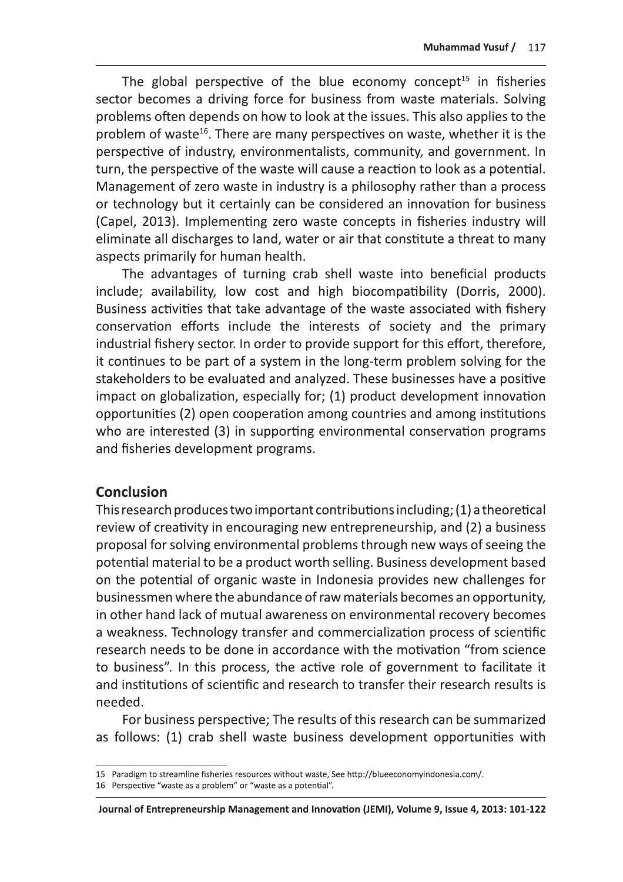The global perspective of the blue economy concept[15] in fisheries sector becomes a driving force for business from waste materials. Solving problems often depends on how to look at the issues. This also applies to the problem of waste[16]. There are many perspectives on waste, whether it is the perspective of industry, environmentalists, community, and government. In turn, the perspective of the waste will cause a reaction to look as a potential. Management of zero waste in industry is a philosophy rather than a process or technology but it certainly can be considered an innovation for business (Capel, 2013). Implementing zero waste concepts in fisheries industry will eliminate all discharges to land, water or air that constitute a threat to many aspects primarily for human health.

The advantages of turning crab shell waste into beneficial products include; availability, low cost and high biocompatibility (Dorris, 2000). Business activities that take advantage of the waste associated with fishery conservation efforts include the interests of society and the primary industrial fishery sector. In order to provide support for this effort, therefore, it continues to be part of a system in the long-term problem solving for the stakeholders to be evaluated and analyzed. These businesses have a positive impact on globalization, especially for; (1) product development innovation opportunities (2) open cooperation among countries and among institutions who are interested (3) in supporting environmental conservation programs and fisheries development programs.

## Conclusion

This research produces two important contributions including; (1) a theoretical review of creativity in encouraging new entrepreneurship, and (2) a business proposal for solving environmental problems through new ways of seeing the potential material to be a product worth selling. Business development based on the potential of organic waste in Indonesia provides new challenges for businessmen where the abundance of raw materials becomes an opportunity, in other hand lack of mutual awareness on environmental recovery becomes a weakness. Technology transfer and commercialization process of scientific research needs to be done in accordance with the motivation "from science to business". In this process, the active role of government to facilitate it and institutions of scientific and research to transfer their research results is needed.

For business perspective; The results of this research can be summarized as follows: (1) crab shell waste business development opportunities with

---

15 Paradigm to streamline fisheries resources without waste, See http://blueeconomyindonesia.com/.

16 Perspective "waste as a problem" or "waste as a potential".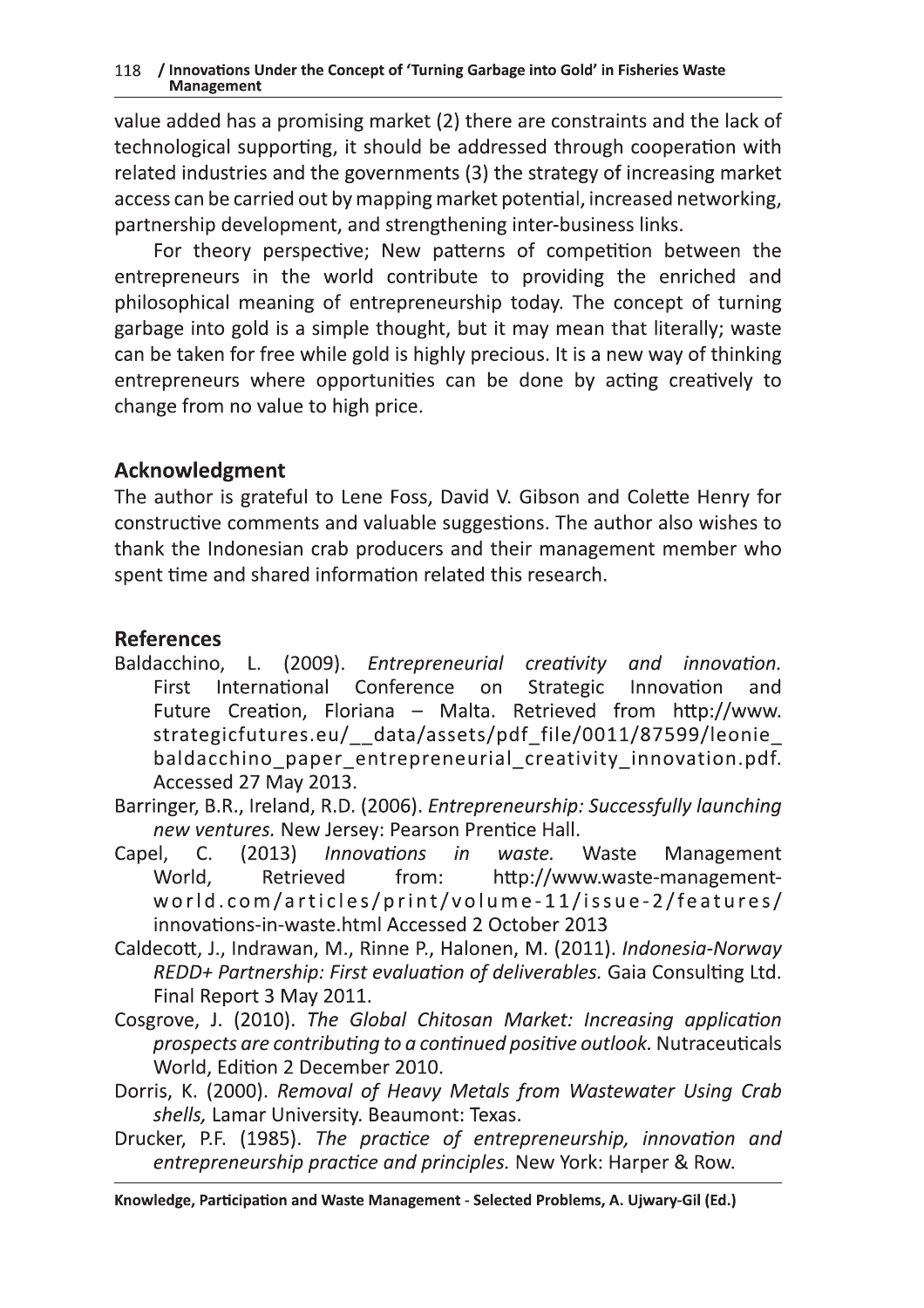value added has a promising market (2) there are constraints and the lack of technological supporting, it should be addressed through cooperation with related industries and the governments (3) the strategy of increasing market access can be carried out by mapping market potential, increased networking, partnership development, and strengthening inter-business links.

For theory perspective; New patterns of competition between the entrepreneurs in the world contribute to providing the enriched and philosophical meaning of entrepreneurship today. The concept of turning garbage into gold is a simple thought, but it may mean that literally; waste can be taken for free while gold is highly precious. It is a new way of thinking entrepreneurs where opportunities can be done by acting creatively to change from no value to high price.

## Acknowledgment

The author is grateful to Lene Foss, David V. Gibson and Colette Henry for constructive comments and valuable suggestions. The author also wishes to thank the Indonesian crab producers and their management member who spent time and shared information related this research.

## References

Baldacchino, L. (2009). *Entrepreneurial creativity and innovation.* First International Conference on Strategic Innovation and Future Creation, Floriana – Malta. Retrieved from http://www.strategicfutures.eu/__data/assets/pdf_file/0011/87599/leonie_baldacchino_paper_entrepreneurial_creativity_innovation.pdf. Accessed 27 May 2013.

Barringer, B.R., Ireland, R.D. (2006). *Entrepreneurship: Successfully launching new ventures.* New Jersey: Pearson Prentice Hall.

Capel, C. (2013) *Innovations in waste.* Waste Management World, Retrieved from: http://www.waste-management-world.com/articles/print/volume-11/issue-2/features/innovations-in-waste.html Accessed 2 October 2013

Caldecott, J., Indrawan, M., Rinne P., Halonen, M. (2011). *Indonesia-Norway REDD+ Partnership: First evaluation of deliverables.* Gaia Consulting Ltd. Final Report 3 May 2011.

Cosgrove, J. (2010). *The Global Chitosan Market: Increasing application prospects are contributing to a continued positive outlook.* Nutraceuticals World, Edition 2 December 2010.

Dorris, K. (2000). *Removal of Heavy Metals from Wastewater Using Crab shells,* Lamar University. Beaumont: Texas.

Drucker, P.F. (1985). *The practice of entrepreneurship, innovation and entrepreneurship practice and principles.* New York: Harper & Row.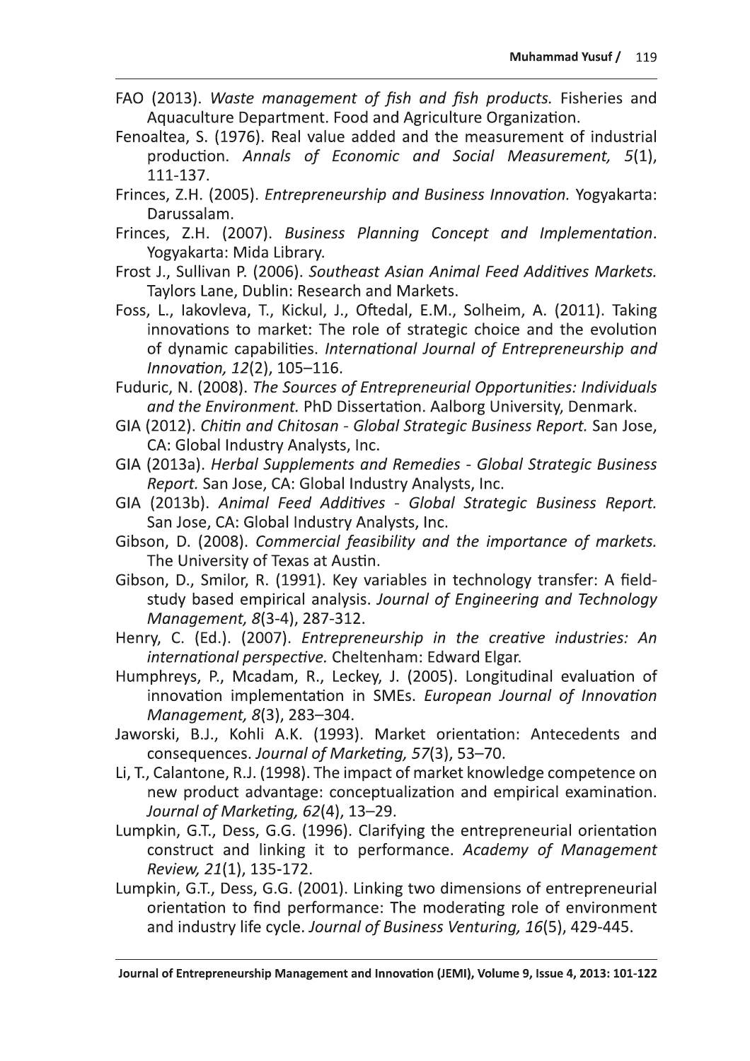FAO (2013). *Waste management of fish and fish products.* Fisheries and Aquaculture Department. Food and Agriculture Organization.

Fenoaltea, S. (1976). Real value added and the measurement of industrial production. *Annals of Economic and Social Measurement, 5*(1), 111-137.

Frinces, Z.H. (2005). *Entrepreneurship and Business Innovation.* Yogyakarta: Darussalam.

Frinces, Z.H. (2007). *Business Planning Concept and Implementation*. Yogyakarta: Mida Library.

Frost J., Sullivan P. (2006). *Southeast Asian Animal Feed Additives Markets.* Taylors Lane, Dublin: Research and Markets.

Foss, L., Iakovleva, T., Kickul, J., Oftedal, E.M., Solheim, A. (2011). Taking innovations to market: The role of strategic choice and the evolution of dynamic capabilities. *International Journal of Entrepreneurship and Innovation, 12*(2), 105–116.

Fuduric, N. (2008). *The Sources of Entrepreneurial Opportunities: Individuals and the Environment.* PhD Dissertation. Aalborg University, Denmark.

GIA (2012). *Chitin and Chitosan - Global Strategic Business Report.* San Jose, CA: Global Industry Analysts, Inc.

GIA (2013a). *Herbal Supplements and Remedies - Global Strategic Business Report.* San Jose, CA: Global Industry Analysts, Inc.

GIA (2013b). *Animal Feed Additives - Global Strategic Business Report.* San Jose, CA: Global Industry Analysts, Inc.

Gibson, D. (2008). *Commercial feasibility and the importance of markets.* The University of Texas at Austin.

Gibson, D., Smilor, R. (1991). Key variables in technology transfer: A field-study based empirical analysis. *Journal of Engineering and Technology Management, 8*(3-4), 287-312.

Henry, C. (Ed.). (2007). *Entrepreneurship in the creative industries: An international perspective.* Cheltenham: Edward Elgar.

Humphreys, P., Mcadam, R., Leckey, J. (2005). Longitudinal evaluation of innovation implementation in SMEs. *European Journal of Innovation Management, 8*(3), 283–304.

Jaworski, B.J., Kohli A.K. (1993). Market orientation: Antecedents and consequences. *Journal of Marketing, 57*(3), 53–70.

Li, T., Calantone, R.J. (1998). The impact of market knowledge competence on new product advantage: conceptualization and empirical examination. *Journal of Marketing, 62*(4), 13–29.

Lumpkin, G.T., Dess, G.G. (1996). Clarifying the entrepreneurial orientation construct and linking it to performance. *Academy of Management Review, 21*(1), 135-172.

Lumpkin, G.T., Dess, G.G. (2001). Linking two dimensions of entrepreneurial orientation to find performance: The moderating role of environment and industry life cycle. *Journal of Business Venturing, 16*(5), 429-445.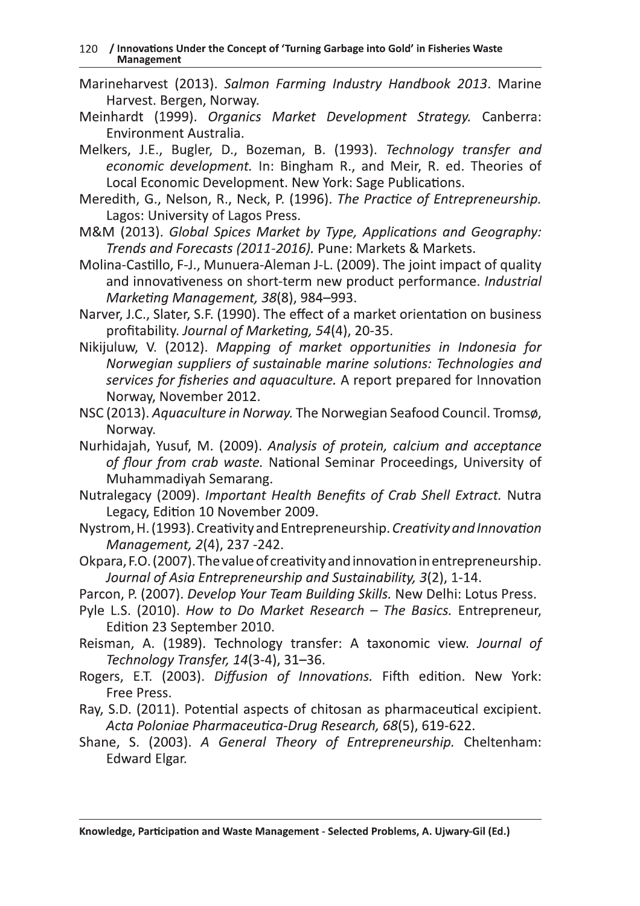Marineharvest (2013). *Salmon Farming Industry Handbook 2013*. Marine Harvest. Bergen, Norway.

Meinhardt (1999). *Organics Market Development Strategy.* Canberra: Environment Australia.

Melkers, J.E., Bugler, D., Bozeman, B. (1993). *Technology transfer and economic development.* In: Bingham R., and Meir, R. ed. Theories of Local Economic Development. New York: Sage Publications.

Meredith, G., Nelson, R., Neck, P. (1996). *The Practice of Entrepreneurship.* Lagos: University of Lagos Press.

M&M (2013). *Global Spices Market by Type, Applications and Geography: Trends and Forecasts (2011-2016).* Pune: Markets & Markets.

Molina-Castillo, F-J., Munuera-Aleman J-L. (2009). The joint impact of quality and innovativeness on short-term new product performance. *Industrial Marketing Management, 38*(8), 984–993.

Narver, J.C., Slater, S.F. (1990). The effect of a market orientation on business profitability. *Journal of Marketing, 54*(4), 20-35.

Nikijuluw, V. (2012). *Mapping of market opportunities in Indonesia for Norwegian suppliers of sustainable marine solutions: Technologies and services for fisheries and aquaculture.* A report prepared for Innovation Norway, November 2012.

NSC (2013). *Aquaculture in Norway.* The Norwegian Seafood Council. Tromsø, Norway.

Nurhidajah, Yusuf, M. (2009). *Analysis of protein, calcium and acceptance of flour from crab waste.* National Seminar Proceedings, University of Muhammadiyah Semarang.

Nutralegacy (2009). *Important Health Benefits of Crab Shell Extract.* Nutra Legacy, Edition 10 November 2009.

Nystrom, H. (1993). Creativity and Entrepreneurship. *Creativity and Innovation Management, 2*(4), 237 -242.

Okpara, F.O. (2007). The value of creativity and innovation in entrepreneurship. *Journal of Asia Entrepreneurship and Sustainability, 3*(2), 1-14.

Parcon, P. (2007). *Develop Your Team Building Skills.* New Delhi: Lotus Press.

Pyle L.S. (2010). *How to Do Market Research – The Basics.* Entrepreneur, Edition 23 September 2010.

Reisman, A. (1989). Technology transfer: A taxonomic view. *Journal of Technology Transfer, 14*(3-4), 31–36.

Rogers, E.T. (2003). *Diffusion of Innovations.* Fifth edition. New York: Free Press.

Ray, S.D. (2011). Potential aspects of chitosan as pharmaceutical excipient. *Acta Poloniae Pharmaceutica-Drug Research, 68*(5), 619-622.

Shane, S. (2003). *A General Theory of Entrepreneurship.* Cheltenham: Edward Elgar.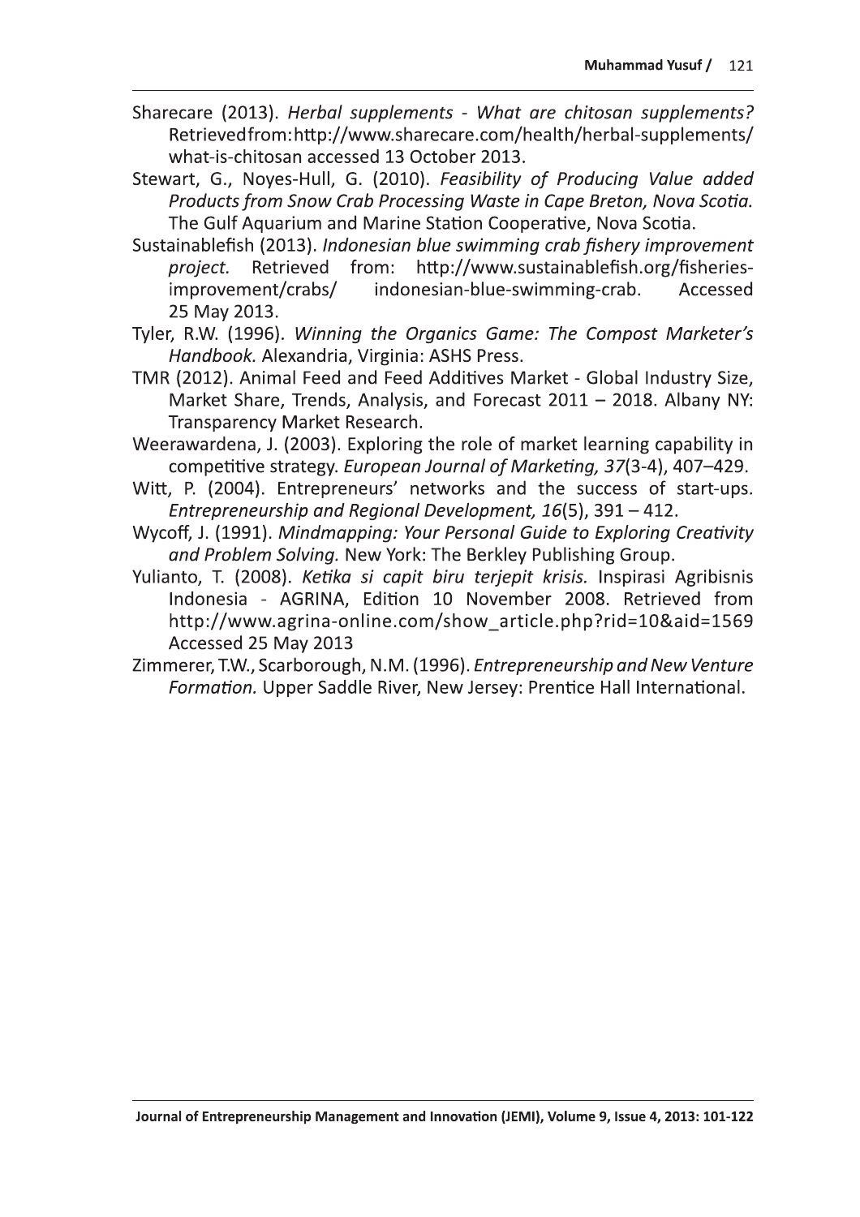Sharecare (2013). *Herbal supplements - What are chitosan supplements?* Retrieved from: http://www.sharecare.com/health/herbal-supplements/what-is-chitosan accessed 13 October 2013.

Stewart, G., Noyes-Hull, G. (2010). *Feasibility of Producing Value added Products from Snow Crab Processing Waste in Cape Breton, Nova Scotia.* The Gulf Aquarium and Marine Station Cooperative, Nova Scotia.

Sustainablefish (2013). *Indonesian blue swimming crab fishery improvement project.* Retrieved from: http://www.sustainablefish.org/fisheries-improvement/crabs/ indonesian-blue-swimming-crab. Accessed 25 May 2013.

Tyler, R.W. (1996). *Winning the Organics Game: The Compost Marketer's Handbook.* Alexandria, Virginia: ASHS Press.

TMR (2012). Animal Feed and Feed Additives Market - Global Industry Size, Market Share, Trends, Analysis, and Forecast 2011 – 2018. Albany NY: Transparency Market Research.

Weerawardena, J. (2003). Exploring the role of market learning capability in competitive strategy. *European Journal of Marketing, 37*(3-4), 407–429.

Witt, P. (2004). Entrepreneurs' networks and the success of start-ups. *Entrepreneurship and Regional Development, 16*(5), 391 – 412.

Wycoff, J. (1991). *Mindmapping: Your Personal Guide to Exploring Creativity and Problem Solving.* New York: The Berkley Publishing Group.

Yulianto, T. (2008). *Ketika si capit biru terjepit krisis.* Inspirasi Agribisnis Indonesia - AGRINA, Edition 10 November 2008. Retrieved from http://www.agrina-online.com/show_article.php?rid=10&aid=1569 Accessed 25 May 2013

Zimmerer, T.W., Scarborough, N.M. (1996). *Entrepreneurship and New Venture Formation.* Upper Saddle River, New Jersey: Prentice Hall International.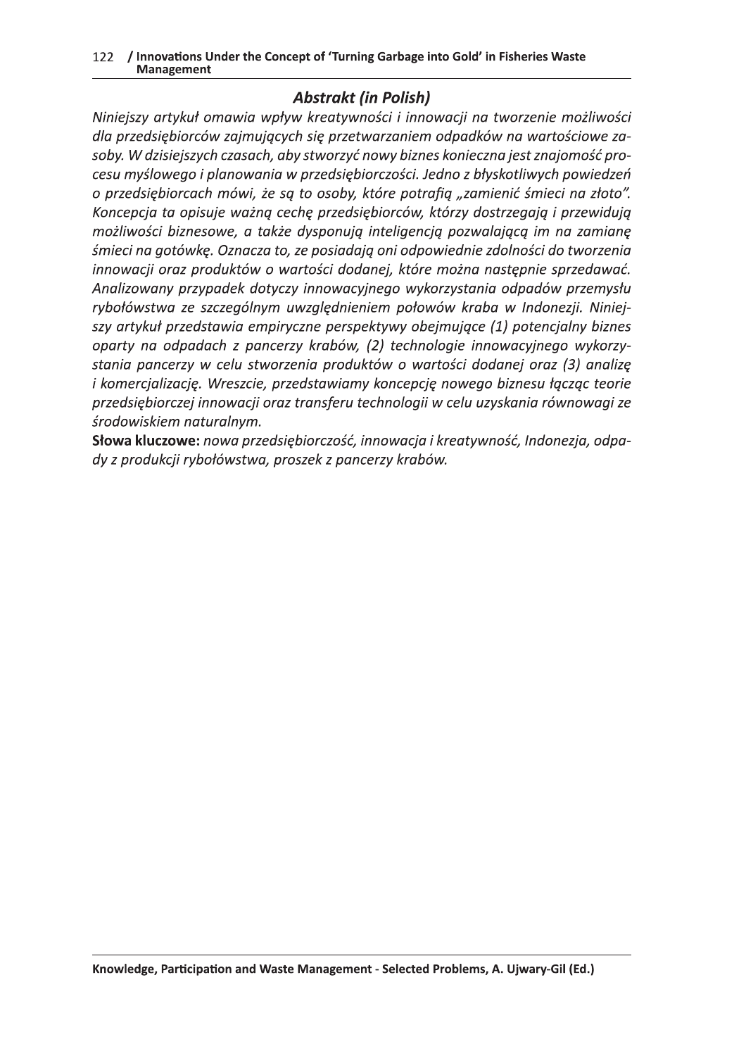### *Abstrakt (in Polish)*

*Niniejszy artykuł omawia wpływ kreatywności i innowacji na tworzenie możliwości dla przedsiębiorców zajmujących się przetwarzaniem odpadków na wartościowe zasoby. W dzisiejszych czasach, aby stworzyć nowy biznes konieczna jest znajomość procesu myślowego i planowania w przedsiębiorczości. Jedno z błyskotliwych powiedzeń o przedsiębiorcach mówi, że są to osoby, które potrafią „zamienić śmieci na złoto". Koncepcja ta opisuje ważną cechę przedsiębiorców, którzy dostrzegają i przewidują możliwości biznesowe, a także dysponują inteligencją pozwalającą im na zamianę śmieci na gotówkę. Oznacza to, ze posiadają oni odpowiednie zdolności do tworzenia innowacji oraz produktów o wartości dodanej, które można następnie sprzedawać. Analizowany przypadek dotyczy innowacyjnego wykorzystania odpadów przemysłu rybołówstwa ze szczególnym uwzględnieniem połowów kraba w Indonezji. Niniejszy artykuł przedstawia empiryczne perspektywy obejmujące (1) potencjalny biznes oparty na odpadach z pancerzy krabów, (2) technologie innowacyjnego wykorzystania pancerzy w celu stworzenia produktów o wartości dodanej oraz (3) analizę i komercjalizację. Wreszcie, przedstawiamy koncepcję nowego biznesu łącząc teorie przedsiębiorczej innowacji oraz transferu technologii w celu uzyskania równowagi ze środowiskiem naturalnym.*

**Słowa kluczowe:** *nowa przedsiębiorczość, innowacja i kreatywność, Indonezja, odpady z produkcji rybołówstwa, proszek z pancerzy krabów.*